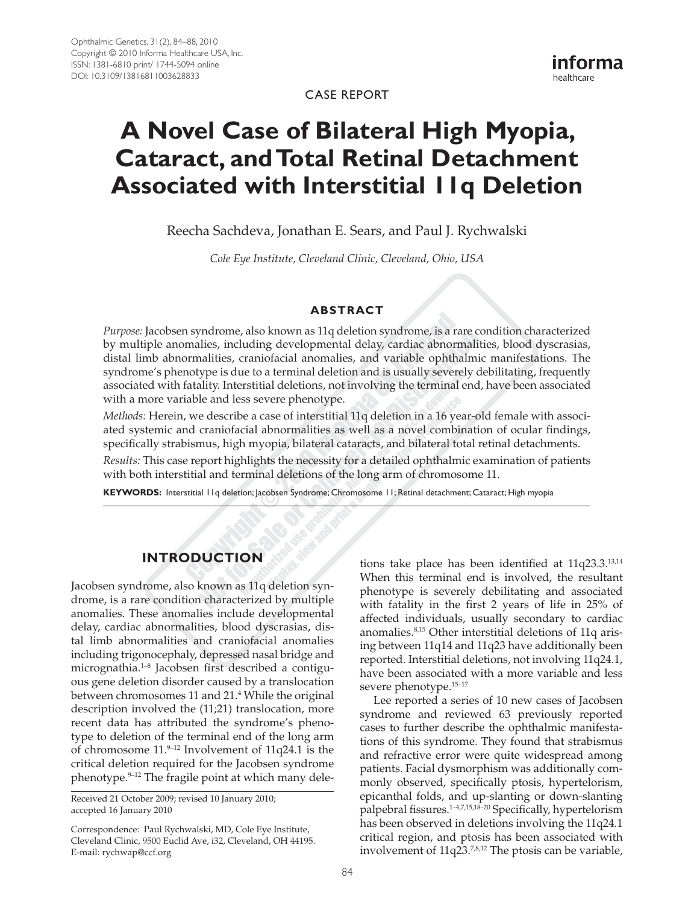CASE REPORT

# A Novel Case of Bilateral High Myopia, Cataract, and Total Retinal Detachment Associated with Interstitial 11q Deletion

Reecha Sachdeva, Jonathan E. Sears, and Paul J. Rychwalski

*Cole Eye Institute, Cleveland Clinic, Cleveland, Ohio, USA*

## ABSTRACT

*Purpose:* Jacobsen syndrome, also known as 11q deletion syndrome, is a rare condition characterized by multiple anomalies, including developmental delay, cardiac abnormalities, blood dyscrasias, distal limb abnormalities, craniofacial anomalies, and variable ophthalmic manifestations. The syndrome's phenotype is due to a terminal deletion and is usually severely debilitating, frequently associated with fatality. Interstitial deletions, not involving the terminal end, have been associated with a more variable and less severe phenotype.

*Methods:* Herein, we describe a case of interstitial 11q deletion in a 16 year-old female with associated systemic and craniofacial abnormalities as well as a novel combination of ocular findings, specifically strabismus, high myopia, bilateral cataracts, and bilateral total retinal detachments.

*Results:* This case report highlights the necessity for a detailed ophthalmic examination of patients with both interstitial and terminal deletions of the long arm of chromosome 11.

**KEYWORDS:** Interstitial 11q deletion; Jacobsen Syndrome; Chromosome 11; Retinal detachment; Cataract; High myopia

## INTRODUCTION

Jacobsen syndrome, also known as 11q deletion syndrome, is a rare condition characterized by multiple anomalies. These anomalies include developmental delay, cardiac abnormalities, blood dyscrasias, distal limb abnormalities and craniofacial anomalies including trigonocephaly, depressed nasal bridge and micrognathia.[1–8] Jacobsen first described a contiguous gene deletion disorder caused by a translocation between chromosomes 11 and 21.[4] While the original description involved the (11;21) translocation, more recent data has attributed the syndrome's phenotype to deletion of the terminal end of the long arm of chromosome 11.[9–12] Involvement of 11q24.1 is the critical deletion required for the Jacobsen syndrome phenotype.[9–12] The fragile point at which many deletions take place has been identified at 11q23.3.[13,14] When this terminal end is involved, the resultant phenotype is severely debilitating and associated with fatality in the first 2 years of life in 25% of affected individuals, usually secondary to cardiac anomalies.[8,15] Other interstitial deletions of 11q arising between 11q14 and 11q23 have additionally been reported. Interstitial deletions, not involving 11q24.1, have been associated with a more variable and less severe phenotype.[15–17]

Lee reported a series of 10 new cases of Jacobsen syndrome and reviewed 63 previously reported cases to further describe the ophthalmic manifestations of this syndrome. They found that strabismus and refractive error were quite widespread among patients. Facial dysmorphism was additionally commonly observed, specifically ptosis, hypertelorism, epicanthal folds, and up-slanting or down-slanting palpebral fissures.[1–4,7,15,18–20] Specifically, hypertelorism has been observed in deletions involving the 11q24.1 critical region, and ptosis has been associated with involvement of 11q23.[7,8,12] The ptosis can be variable,

Received 21 October 2009; revised 10 January 2010; accepted 16 January 2010

Correspondence: Paul Rychwalski, MD, Cole Eye Institute, Cleveland Clinic, 9500 Euclid Ave, i32, Cleveland, OH 44195. E-mail: rychwap@ccf.org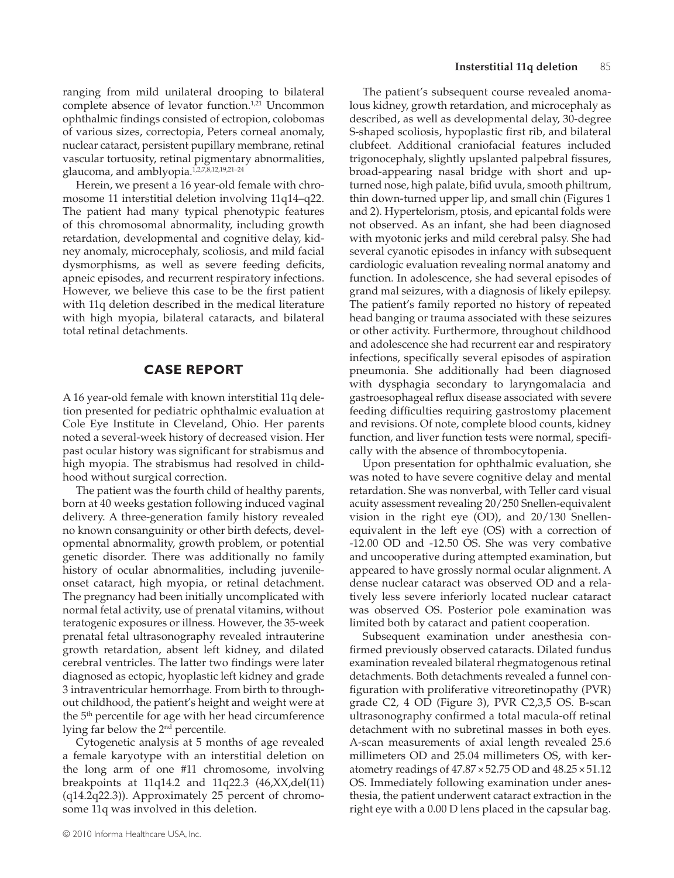ranging from mild unilateral drooping to bilateral complete absence of levator function.[1,21] Uncommon ophthalmic findings consisted of ectropion, colobomas of various sizes, correctopia, Peters corneal anomaly, nuclear cataract, persistent pupillary membrane, retinal vascular tortuosity, retinal pigmentary abnormalities, glaucoma, and amblyopia.[1,2,7,8,12,19,21–24]

Herein, we present a 16 year-old female with chromosome 11 interstitial deletion involving 11q14–q22. The patient had many typical phenotypic features of this chromosomal abnormality, including growth retardation, developmental and cognitive delay, kidney anomaly, microcephaly, scoliosis, and mild facial dysmorphisms, as well as severe feeding deficits, apneic episodes, and recurrent respiratory infections. However, we believe this case to be the first patient with 11q deletion described in the medical literature with high myopia, bilateral cataracts, and bilateral total retinal detachments.

## CASE REPORT

A 16 year-old female with known interstitial 11q deletion presented for pediatric ophthalmic evaluation at Cole Eye Institute in Cleveland, Ohio. Her parents noted a several-week history of decreased vision. Her past ocular history was significant for strabismus and high myopia. The strabismus had resolved in childhood without surgical correction.

The patient was the fourth child of healthy parents, born at 40 weeks gestation following induced vaginal delivery. A three-generation family history revealed no known consanguinity or other birth defects, developmental abnormality, growth problem, or potential genetic disorder. There was additionally no family history of ocular abnormalities, including juvenile-onset cataract, high myopia, or retinal detachment. The pregnancy had been initially uncomplicated with normal fetal activity, use of prenatal vitamins, without teratogenic exposures or illness. However, the 35-week prenatal fetal ultrasonography revealed intrauterine growth retardation, absent left kidney, and dilated cerebral ventricles. The latter two findings were later diagnosed as ectopic, hypoplastic left kidney and grade 3 intraventricular hemorrhage. From birth to throughout childhood, the patient's height and weight were at the 5th percentile for age with her head circumference lying far below the 2nd percentile.

Cytogenetic analysis at 5 months of age revealed a female karyotype with an interstitial deletion on the long arm of one #11 chromosome, involving breakpoints at 11q14.2 and 11q22.3 (46,XX,del(11)(q14.2q22.3)). Approximately 25 percent of chromosome 11q was involved in this deletion.

The patient's subsequent course revealed anomalous kidney, growth retardation, and microcephaly as described, as well as developmental delay, 30-degree S-shaped scoliosis, hypoplastic first rib, and bilateral clubfeet. Additional craniofacial features included trigonocephaly, slightly upslanted palpebral fissures, broad-appearing nasal bridge with short and upturned nose, high palate, bifid uvula, smooth philtrum, thin down-turned upper lip, and small chin (Figures 1 and 2). Hypertelorism, ptosis, and epicantal folds were not observed. As an infant, she had been diagnosed with myotonic jerks and mild cerebral palsy. She had several cyanotic episodes in infancy with subsequent cardiologic evaluation revealing normal anatomy and function. In adolescence, she had several episodes of grand mal seizures, with a diagnosis of likely epilepsy. The patient's family reported no history of repeated head banging or trauma associated with these seizures or other activity. Furthermore, throughout childhood and adolescence she had recurrent ear and respiratory infections, specifically several episodes of aspiration pneumonia. She additionally had been diagnosed with dysphagia secondary to laryngomalacia and gastroesophageal reflux disease associated with severe feeding difficulties requiring gastrostomy placement and revisions. Of note, complete blood counts, kidney function, and liver function tests were normal, specifically with the absence of thrombocytopenia.

Upon presentation for ophthalmic evaluation, she was noted to have severe cognitive delay and mental retardation. She was nonverbal, with Teller card visual acuity assessment revealing 20/250 Snellen-equivalent vision in the right eye (OD), and 20/130 Snellen-equivalent in the left eye (OS) with a correction of -12.00 OD and -12.50 OS. She was very combative and uncooperative during attempted examination, but appeared to have grossly normal ocular alignment. A dense nuclear cataract was observed OD and a relatively less severe inferiorly located nuclear cataract was observed OS. Posterior pole examination was limited both by cataract and patient cooperation.

Subsequent examination under anesthesia confirmed previously observed cataracts. Dilated fundus examination revealed bilateral rhegmatogenous retinal detachments. Both detachments revealed a funnel configuration with proliferative vitreoretinopathy (PVR) grade C2, 4 OD (Figure 3), PVR C2,3,5 OS. B-scan ultrasonography confirmed a total macula-off retinal detachment with no subretinal masses in both eyes. A-scan measurements of axial length revealed 25.6 millimeters OD and 25.04 millimeters OS, with keratometry readings of $47.87 \times 52.75$ OD and $48.25 \times 51.12$ OS. Immediately following examination under anesthesia, the patient underwent cataract extraction in the right eye with a 0.00 D lens placed in the capsular bag.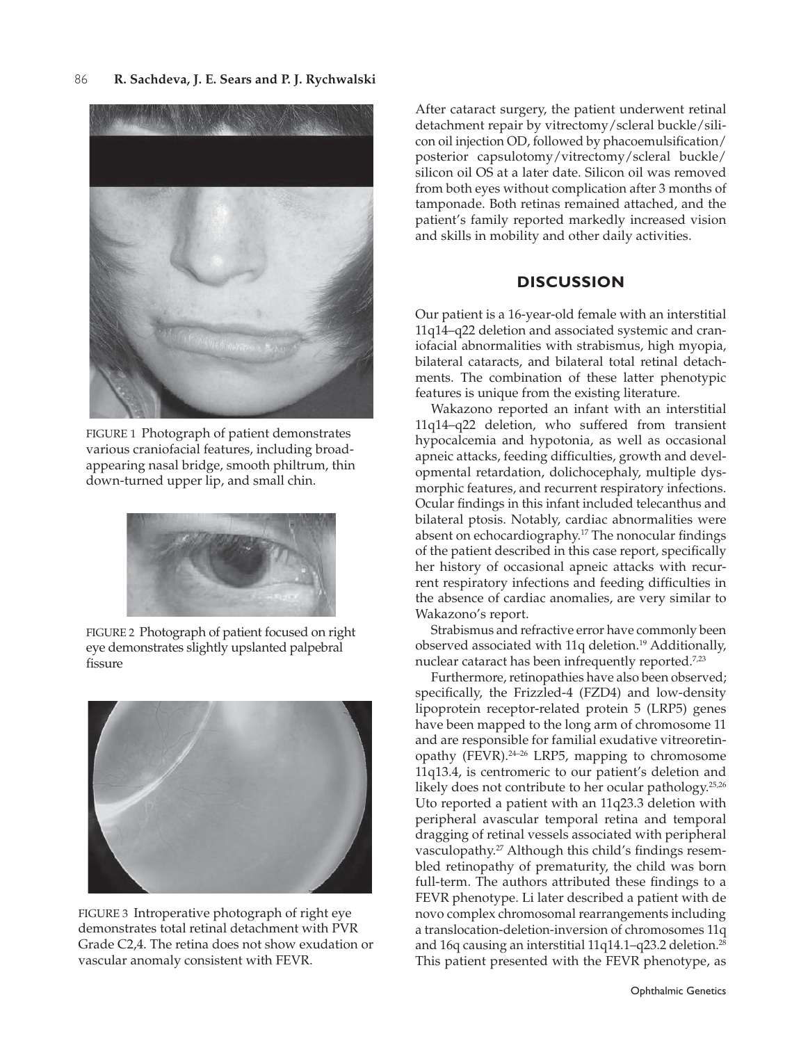FIGURE 1 Photograph of patient demonstrates various craniofacial features, including broad-appearing nasal bridge, smooth philtrum, thin down-turned upper lip, and small chin.

FIGURE 2 Photograph of patient focused on right eye demonstrates slightly upslanted palpebral fissure

FIGURE 3 Intraoperative photograph of right eye demonstrates total retinal detachment with PVR Grade C2,4. The retina does not show exudation or vascular anomaly consistent with FEVR.

After cataract surgery, the patient underwent retinal detachment repair by vitrectomy/scleral buckle/silicon oil injection OD, followed by phacoemulsification/posterior capsulotomy/vitrectomy/scleral buckle/silicon oil OS at a later date. Silicon oil was removed from both eyes without complication after 3 months of tamponade. Both retinas remained attached, and the patient's family reported markedly increased vision and skills in mobility and other daily activities.

## DISCUSSION

Our patient is a 16-year-old female with an interstitial 11q14–q22 deletion and associated systemic and craniofacial abnormalities with strabismus, high myopia, bilateral cataracts, and bilateral total retinal detachments. The combination of these latter phenotypic features is unique from the existing literature.

Wakazono reported an infant with an interstitial 11q14–q22 deletion, who suffered from transient hypocalcemia and hypotonia, as well as occasional apneic attacks, feeding difficulties, growth and developmental retardation, dolichocephaly, multiple dysmorphic features, and recurrent respiratory infections. Ocular findings in this infant included telecanthus and bilateral ptosis. Notably, cardiac abnormalities were absent on echocardiography.[17] The nonocular findings of the patient described in this case report, specifically her history of occasional apneic attacks with recurrent respiratory infections and feeding difficulties in the absence of cardiac anomalies, are very similar to Wakazono's report.

Strabismus and refractive error have commonly been observed associated with 11q deletion.[19] Additionally, nuclear cataract has been infrequently reported.[7,23]

Furthermore, retinopathies have also been observed; specifically, the Frizzled-4 (FZD4) and low-density lipoprotein receptor-related protein 5 (LRP5) genes have been mapped to the long arm of chromosome 11 and are responsible for familial exudative vitreoretinopathy (FEVR).[24–26] LRP5, mapping to chromosome 11q13.4, is centromeric to our patient's deletion and likely does not contribute to her ocular pathology.[25,26] Uto reported a patient with an 11q23.3 deletion with peripheral avascular temporal retina and temporal dragging of retinal vessels associated with peripheral vasculopathy.[27] Although this child's findings resembled retinopathy of prematurity, the child was born full-term. The authors attributed these findings to a FEVR phenotype. Li later described a patient with de novo complex chromosomal rearrangements including a translocation-deletion-inversion of chromosomes 11q and 16q causing an interstitial 11q14.1–q23.2 deletion.[28] This patient presented with the FEVR phenotype, as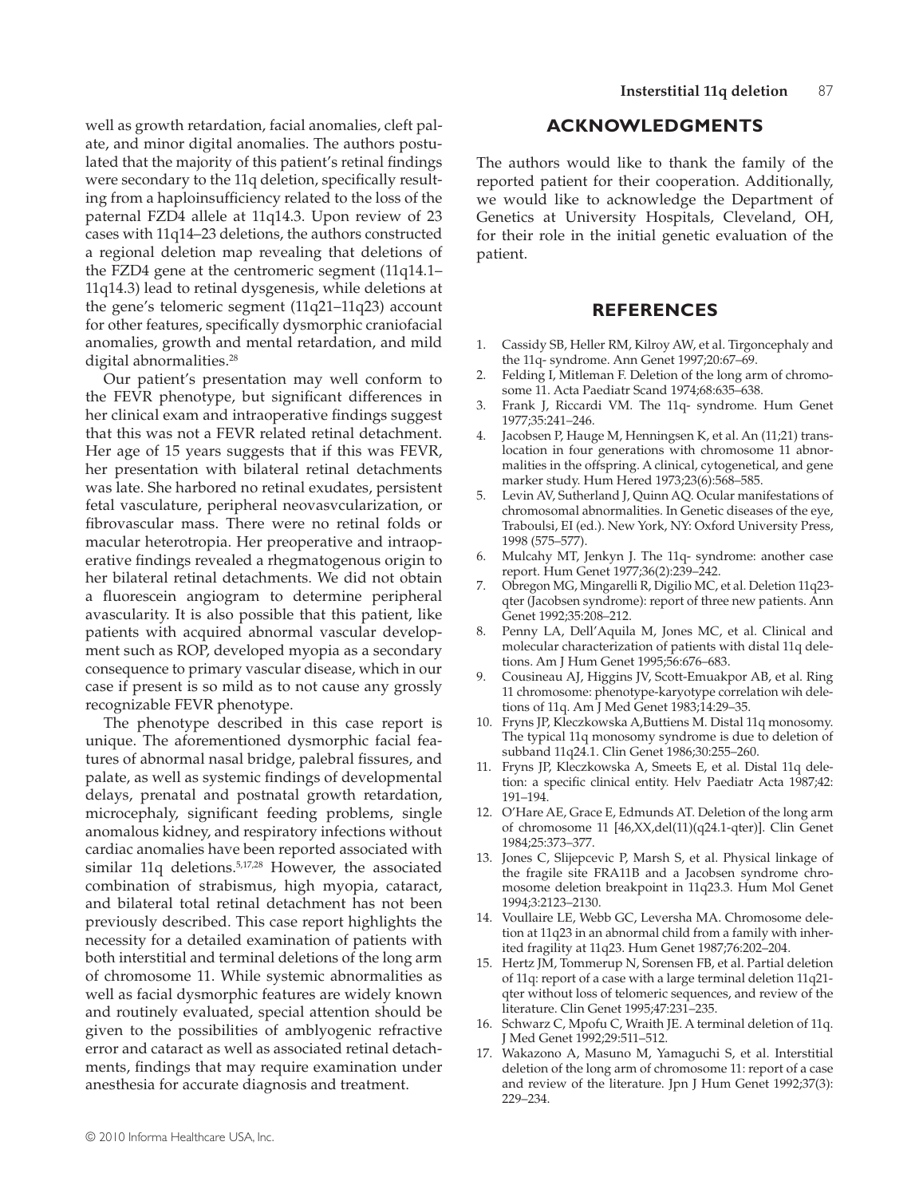well as growth retardation, facial anomalies, cleft palate, and minor digital anomalies. The authors postulated that the majority of this patient's retinal findings were secondary to the 11q deletion, specifically resulting from a haploinsufficiency related to the loss of the paternal FZD4 allele at 11q14.3. Upon review of 23 cases with 11q14–23 deletions, the authors constructed a regional deletion map revealing that deletions of the FZD4 gene at the centromeric segment (11q14.1–11q14.3) lead to retinal dysgenesis, while deletions at the gene's telomeric segment (11q21–11q23) account for other features, specifically dysmorphic craniofacial anomalies, growth and mental retardation, and mild digital abnormalities.[28]

Our patient's presentation may well conform to the FEVR phenotype, but significant differences in her clinical exam and intraoperative findings suggest that this was not a FEVR related retinal detachment. Her age of 15 years suggests that if this was FEVR, her presentation with bilateral retinal detachments was late. She harbored no retinal exudates, persistent fetal vasculature, peripheral neovasvcularization, or fibrovascular mass. There were no retinal folds or macular heterotropia. Her preoperative and intraoperative findings revealed a rhegmatogenous origin to her bilateral retinal detachments. We did not obtain a fluorescein angiogram to determine peripheral avascularity. It is also possible that this patient, like patients with acquired abnormal vascular development such as ROP, developed myopia as a secondary consequence to primary vascular disease, which in our case if present is so mild as to not cause any grossly recognizable FEVR phenotype.

The phenotype described in this case report is unique. The aforementioned dysmorphic facial features of abnormal nasal bridge, palebral fissures, and palate, as well as systemic findings of developmental delays, prenatal and postnatal growth retardation, microcephaly, significant feeding problems, single anomalous kidney, and respiratory infections without cardiac anomalies have been reported associated with similar 11q deletions.[5,17,28] However, the associated combination of strabismus, high myopia, cataract, and bilateral total retinal detachment has not been previously described. This case report highlights the necessity for a detailed examination of patients with both interstitial and terminal deletions of the long arm of chromosome 11. While systemic abnormalities as well as facial dysmorphic features are widely known and routinely evaluated, special attention should be given to the possibilities of amblyogenic refractive error and cataract as well as associated retinal detachments, findings that may require examination under anesthesia for accurate diagnosis and treatment.

## ACKNOWLEDGMENTS

The authors would like to thank the family of the reported patient for their cooperation. Additionally, we would like to acknowledge the Department of Genetics at University Hospitals, Cleveland, OH, for their role in the initial genetic evaluation of the patient.

## REFERENCES

1. Cassidy SB, Heller RM, Kilroy AW, et al. Tirgoncephaly and the 11q- syndrome. Ann Genet 1997;20:67–69.
2. Felding I, Mitleman F. Deletion of the long arm of chromosome 11. Acta Paediatr Scand 1974;68:635–638.
3. Frank J, Riccardi VM. The 11q- syndrome. Hum Genet 1977;35:241–246.
4. Jacobsen P, Hauge M, Henningsen K, et al. An (11;21) translocation in four generations with chromosome 11 abnormalities in the offspring. A clinical, cytogenetical, and gene marker study. Hum Hered 1973;23(6):568–585.
5. Levin AV, Sutherland J, Quinn AQ. Ocular manifestations of chromosomal abnormalities. In Genetic diseases of the eye, Traboulsi, EI (ed.). New York, NY: Oxford University Press, 1998 (575–577).
6. Mulcahy MT, Jenkyn J. The 11q- syndrome: another case report. Hum Genet 1977;36(2):239–242.
7. Obregon MG, Mingarelli R, Digilio MC, et al. Deletion 11q23-qter (Jacobsen syndrome): report of three new patients. Ann Genet 1992;35:208–212.
8. Penny LA, Dell'Aquila M, Jones MC, et al. Clinical and molecular characterization of patients with distal 11q deletions. Am J Hum Genet 1995;56:676–683.
9. Cousineau AJ, Higgins JV, Scott-Emuakpor AB, et al. Ring 11 chromosome: phenotype-karyotype correlation wih deletions of 11q. Am J Med Genet 1983;14:29–35.
10. Fryns JP, Kleczkowska A,Buttiens M. Distal 11q monosomy. The typical 11q monosomy syndrome is due to deletion of subband 11q24.1. Clin Genet 1986;30:255–260.
11. Fryns JP, Kleczkowska A, Smeets E, et al. Distal 11q deletion: a specific clinical entity. Helv Paediatr Acta 1987;42: 191–194.
12. O'Hare AE, Grace E, Edmunds AT. Deletion of the long arm of chromosome 11 [46,XX,del(11)(q24.1-qter)]. Clin Genet 1984;25:373–377.
13. Jones C, Slijepcevic P, Marsh S, et al. Physical linkage of the fragile site FRA11B and a Jacobsen syndrome chromosome deletion breakpoint in 11q23.3. Hum Mol Genet 1994;3:2123–2130.
14. Voullaire LE, Webb GC, Leversha MA. Chromosome deletion at 11q23 in an abnormal child from a family with inherited fragility at 11q23. Hum Genet 1987;76:202–204.
15. Hertz JM, Tommerup N, Sorensen FB, et al. Partial deletion of 11q: report of a case with a large terminal deletion 11q21-qter without loss of telomeric sequences, and review of the literature. Clin Genet 1995;47:231–235.
16. Schwarz C, Mpofu C, Wraith JE. A terminal deletion of 11q. J Med Genet 1992;29:511–512.
17. Wakazono A, Masuno M, Yamaguchi S, et al. Interstitial deletion of the long arm of chromosome 11: report of a case and review of the literature. Jpn J Hum Genet 1992;37(3): 229–234.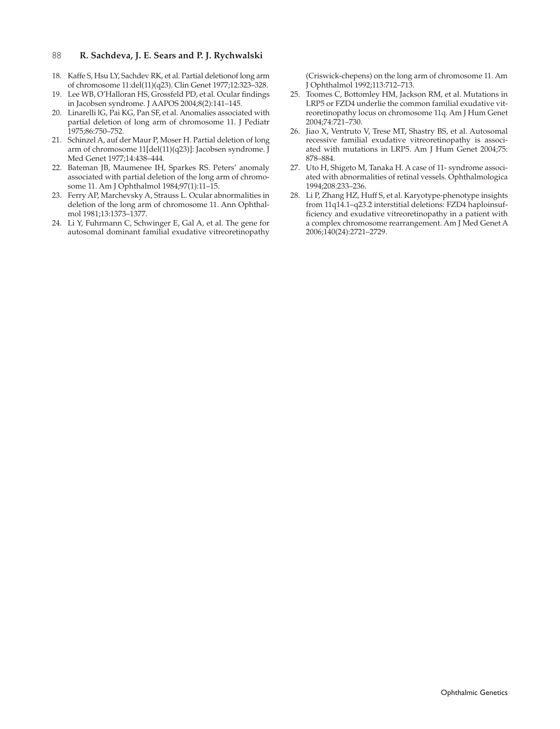18. Kaffe S, Hsu LY, Sachdev RK, et al. Partial deletionof long arm of chromosome 11:del(11)(q23). Clin Genet 1977;12:323–328.
19. Lee WB, O'Halloran HS, Grossfeld PD, et al. Ocular findings in Jacobsen syndrome. J AAPOS 2004;8(2):141–145.
20. Linarelli lG, Pai KG, Pan SF, et al. Anomalies associated with partial deletion of long arm of chromosome 11. J Pediatr 1975;86:750–752.
21. Schinzel A, auf der Maur P, Moser H. Partial deletion of long arm of chromosome 11[del(11)(q23)]: Jacobsen syndrome. J Med Genet 1977;14:438–444.
22. Bateman JB, Maumenee IH, Sparkes RS. Peters' anomaly associated with partial deletion of the long arm of chromosome 11. Am J Ophthalmol 1984;97(1):11–15.
23. Ferry AP, Marchevsky A, Strauss L. Ocular abnormalities in deletion of the long arm of chromosome 11. Ann Ophthalmol 1981;13:1373–1377.
24. Li Y, Fuhrmann C, Schwinger E, Gal A, et al. The gene for autosomal dominant familial exudative vitreoretinopathy (Criswick-chepens) on the long arm of chromosome 11. Am J Ophthalmol 1992;113:712–713.
25. Toomes C, Bottomley HM, Jackson RM, et al. Mutations in LRP5 or FZD4 underlie the common familial exudative vitreoretinopathy locus on chromosome 11q. Am J Hum Genet 2004;74:721–730.
26. Jiao X, Ventruto V, Trese MT, Shastry BS, et al. Autosomal recessive familial exudative vitreoretinopathy is associated with mutations in LRP5. Am J Hum Genet 2004;75: 878–884.
27. Uto H, Shigeto M, Tanaka H. A case of 11- syndrome associated with abnormalities of retinal vessels. Ophthalmologica 1994;208:233–236.
28. Li P, Zhang HZ, Huff S, et al. Karyotype-phenotype insights from 11q14.1–q23.2 interstitial deletions: FZD4 haploinsufficiency and exudative vitreoretinopathy in a patient with a complex chromosome rearrangement. Am J Med Genet A 2006;140(24):2721–2729.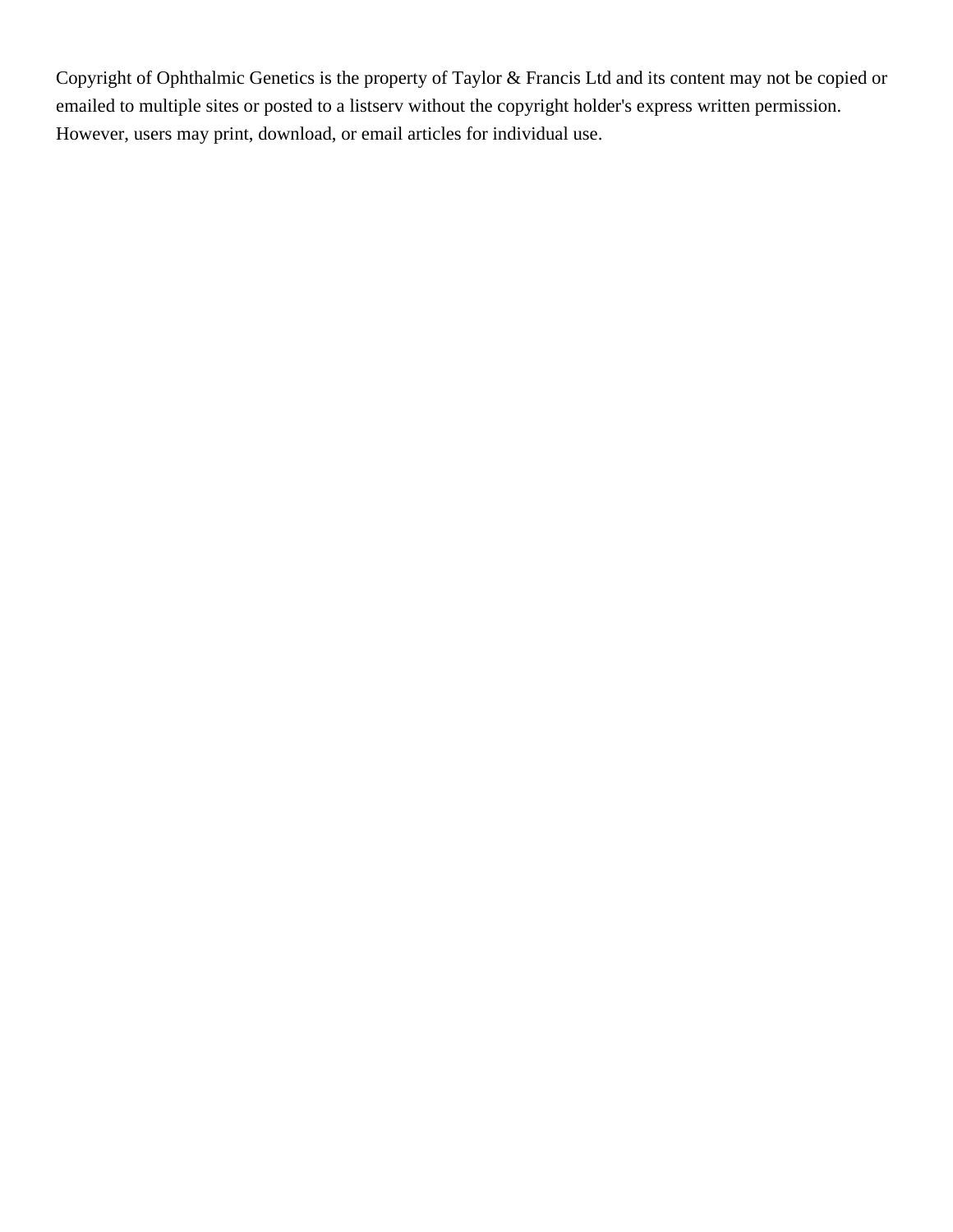Copyright of Ophthalmic Genetics is the property of Taylor & Francis Ltd and its content may not be copied or emailed to multiple sites or posted to a listserv without the copyright holder's express written permission. However, users may print, download, or email articles for individual use.